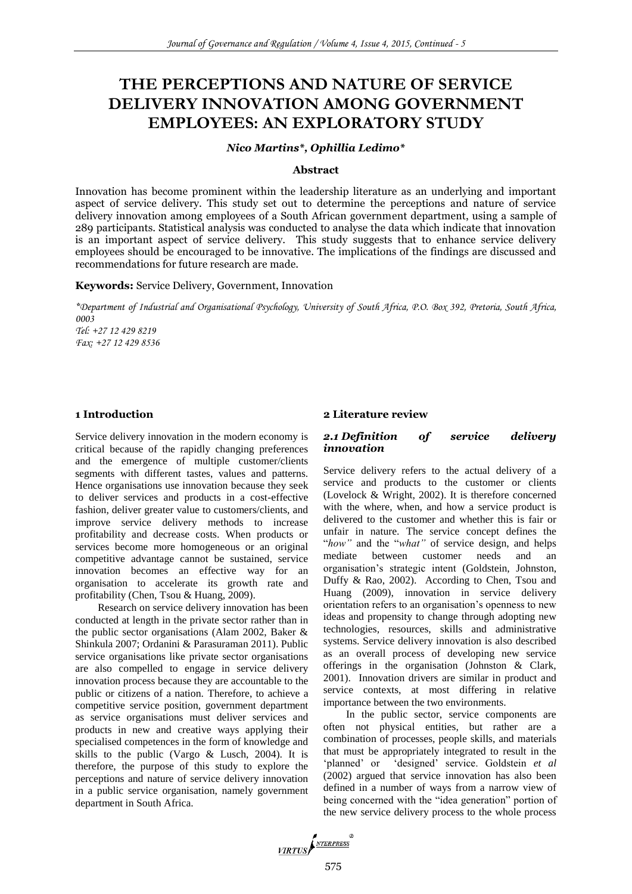# THE PERCEPTIONS AND NATURE OF SERVICE DELIVERY INNOVATION AMONG GOVERNMENT EMPLOYEES: AN EXPLORATORY STUDY

*Nico Martins\*, Ophillia Ledimo\**

### Abstract

Innovation has become prominent within the leadership literature as an underlying and important aspect of service delivery. This study set out to determine the perceptions and nature of service delivery innovation among employees of a South African government department, using a sample of 289 participants. Statistical analysis was conducted to analyse the data which indicate that innovation is an important aspect of service delivery. This study suggests that to enhance service delivery employees should be encouraged to be innovative. The implications of the findings are discussed and recommendations for future research are made.

**Keywords:** Service Delivery, Government, Innovation

*\*Department of Industrial and Organisational Psychology, University of South Africa, P.O. Box 392, Pretoria, South Africa, 0003*
*Tel: +27 12 429 8219*
*Fax: +27 12 429 8536*

## 1 Introduction

Service delivery innovation in the modern economy is critical because of the rapidly changing preferences and the emergence of multiple customer/clients segments with different tastes, values and patterns. Hence organisations use innovation because they seek to deliver services and products in a cost-effective fashion, deliver greater value to customers/clients, and improve service delivery methods to increase profitability and decrease costs. When products or services become more homogeneous or an original competitive advantage cannot be sustained, service innovation becomes an effective way for an organisation to accelerate its growth rate and profitability (Chen, Tsou & Huang, 2009).

Research on service delivery innovation has been conducted at length in the private sector rather than in the public sector organisations (Alam 2002, Baker & Shinkula 2007; Ordanini & Parasuraman 2011). Public service organisations like private sector organisations are also compelled to engage in service delivery innovation process because they are accountable to the public or citizens of a nation. Therefore, to achieve a competitive service position, government department as service organisations must deliver services and products in new and creative ways applying their specialised competences in the form of knowledge and skills to the public (Vargo & Lusch, 2004). It is therefore, the purpose of this study to explore the perceptions and nature of service delivery innovation in a public service organisation, namely government department in South Africa.

## 2 Literature review

### *2.1 Definition of service delivery innovation*

Service delivery refers to the actual delivery of a service and products to the customer or clients (Lovelock & Wright, 2002). It is therefore concerned with the where, when, and how a service product is delivered to the customer and whether this is fair or unfair in nature. The service concept defines the "*how"* and the "*what"* of service design, and helps mediate between customer needs and an organisation's strategic intent (Goldstein, Johnston, Duffy & Rao, 2002). According to Chen, Tsou and Huang (2009), innovation in service delivery orientation refers to an organisation's openness to new ideas and propensity to change through adopting new technologies, resources, skills and administrative systems. Service delivery innovation is also described as an overall process of developing new service offerings in the organisation (Johnston & Clark, 2001). Innovation drivers are similar in product and service contexts, at most differing in relative importance between the two environments.

In the public sector, service components are often not physical entities, but rather are a combination of processes, people skills, and materials that must be appropriately integrated to result in the 'planned' or 'designed' service. Goldstein *et al* (2002) argued that service innovation has also been defined in a number of ways from a narrow view of being concerned with the "idea generation" portion of the new service delivery process to the whole process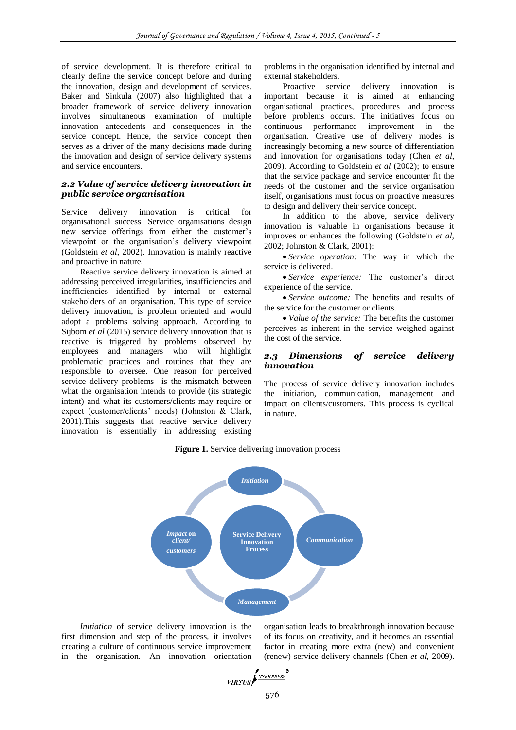of service development. It is therefore critical to clearly define the service concept before and during the innovation, design and development of services. Baker and Sinkula (2007) also highlighted that a broader framework of service delivery innovation involves simultaneous examination of multiple innovation antecedents and consequences in the service concept. Hence, the service concept then serves as a driver of the many decisions made during the innovation and design of service delivery systems and service encounters.

### 2.2 Value of service delivery innovation in public service organisation

Service delivery innovation is critical for organisational success. Service organisations design new service offerings from either the customer's viewpoint or the organisation's delivery viewpoint (Goldstein *et al*, 2002). Innovation is mainly reactive and proactive in nature.

Reactive service delivery innovation is aimed at addressing perceived irregularities, insufficiencies and inefficiencies identified by internal or external stakeholders of an organisation. This type of service delivery innovation, is problem oriented and would adopt a problems solving approach. According to Sijbom *et al* (2015) service delivery innovation that is reactive is triggered by problems observed by employees and managers who will highlight problematic practices and routines that they are responsible to oversee. One reason for perceived service delivery problems is the mismatch between what the organisation intends to provide (its strategic intent) and what its customers/clients may require or expect (customer/clients' needs) (Johnston & Clark, 2001).This suggests that reactive service delivery innovation is essentially in addressing existing problems in the organisation identified by internal and external stakeholders.

Proactive service delivery innovation is important because it is aimed at enhancing organisational practices, procedures and process before problems occurs. The initiatives focus on continuous performance improvement in the organisation. Creative use of delivery modes is increasingly becoming a new source of differentiation and innovation for organisations today (Chen *et al*, 2009). According to Goldstein *et al* (2002); to ensure that the service package and service encounter fit the needs of the customer and the service organisation itself, organisations must focus on proactive measures to design and delivery their service concept.

In addition to the above, service delivery innovation is valuable in organisations because it improves or enhances the following (Goldstein *et al*, 2002; Johnston & Clark, 2001):

- *Service operation:* The way in which the service is delivered.
- *Service experience:* The customer's direct experience of the service.
- *Service outcome:* The benefits and results of the service for the customer or clients.
- *Value of the service:* The benefits the customer perceives as inherent in the service weighed against the cost of the service.

### 2.3 Dimensions of service delivery innovation

The process of service delivery innovation includes the initiation, communication, management and impact on clients/customers. This process is cyclical in nature.

**Figure 1.** Service delivering innovation process

*Initiation* of service delivery innovation is the first dimension and step of the process, it involves creating a culture of continuous service improvement in the organisation. An innovation orientation organisation leads to breakthrough innovation because of its focus on creativity, and it becomes an essential factor in creating more extra (new) and convenient (renew) service delivery channels (Chen *et al*, 2009).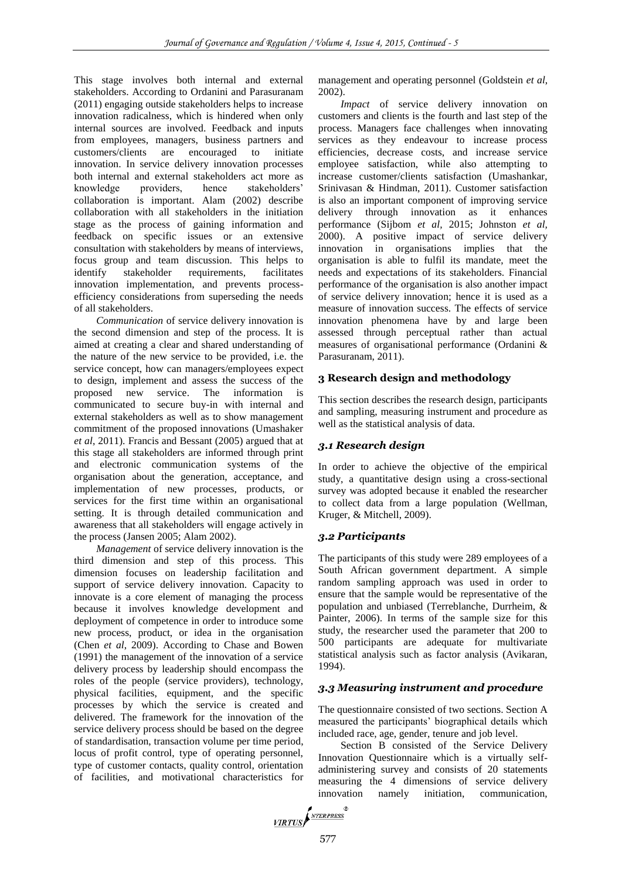This stage involves both internal and external stakeholders. According to Ordanini and Parasuranam (2011) engaging outside stakeholders helps to increase innovation radicalness, which is hindered when only internal sources are involved. Feedback and inputs from employees, managers, business partners and customers/clients are encouraged to initiate innovation. In service delivery innovation processes both internal and external stakeholders act more as knowledge providers, hence stakeholders' collaboration is important. Alam (2002) describe collaboration with all stakeholders in the initiation stage as the process of gaining information and feedback on specific issues or an extensive consultation with stakeholders by means of interviews, focus group and team discussion. This helps to identify stakeholder requirements, facilitates innovation implementation, and prevents process-efficiency considerations from superseding the needs of all stakeholders.

*Communication* of service delivery innovation is the second dimension and step of the process. It is aimed at creating a clear and shared understanding of the nature of the new service to be provided, i.e. the service concept, how can managers/employees expect to design, implement and assess the success of the proposed new service. The information is communicated to secure buy-in with internal and external stakeholders as well as to show management commitment of the proposed innovations (Umashaker *et al*, 2011). Francis and Bessant (2005) argued that at this stage all stakeholders are informed through print and electronic communication systems of the organisation about the generation, acceptance, and implementation of new processes, products, or services for the first time within an organisational setting. It is through detailed communication and awareness that all stakeholders will engage actively in the process (Jansen 2005; Alam 2002).

*Management* of service delivery innovation is the third dimension and step of this process. This dimension focuses on leadership facilitation and support of service delivery innovation. Capacity to innovate is a core element of managing the process because it involves knowledge development and deployment of competence in order to introduce some new process, product, or idea in the organisation (Chen *et al*, 2009). According to Chase and Bowen (1991) the management of the innovation of a service delivery process by leadership should encompass the roles of the people (service providers), technology, physical facilities, equipment, and the specific processes by which the service is created and delivered. The framework for the innovation of the service delivery process should be based on the degree of standardisation, transaction volume per time period, locus of profit control, type of operating personnel, type of customer contacts, quality control, orientation of facilities, and motivational characteristics for management and operating personnel (Goldstein *et al*, 2002).

*Impact* of service delivery innovation on customers and clients is the fourth and last step of the process. Managers face challenges when innovating services as they endeavour to increase process efficiencies, decrease costs, and increase service employee satisfaction, while also attempting to increase customer/clients satisfaction (Umashankar, Srinivasan & Hindman, 2011). Customer satisfaction is also an important component of improving service delivery through innovation as it enhances performance (Sijbom *et al*, 2015; Johnston *et al*, 2000). A positive impact of service delivery innovation in organisations implies that the organisation is able to fulfil its mandate, meet the needs and expectations of its stakeholders. Financial performance of the organisation is also another impact of service delivery innovation; hence it is used as a measure of innovation success. The effects of service innovation phenomena have by and large been assessed through perceptual rather than actual measures of organisational performance (Ordanini & Parasuranam, 2011).

## 3 Research design and methodology

This section describes the research design, participants and sampling, measuring instrument and procedure as well as the statistical analysis of data.

### *3.1 Research design*

In order to achieve the objective of the empirical study, a quantitative design using a cross-sectional survey was adopted because it enabled the researcher to collect data from a large population (Wellman, Kruger, & Mitchell, 2009).

### *3.2 Participants*

The participants of this study were 289 employees of a South African government department. A simple random sampling approach was used in order to ensure that the sample would be representative of the population and unbiased (Terreblanche, Durrheim, & Painter, 2006). In terms of the sample size for this study, the researcher used the parameter that 200 to 500 participants are adequate for multivariate statistical analysis such as factor analysis (Avikaran, 1994).

### *3.3 Measuring instrument and procedure*

The questionnaire consisted of two sections. Section A measured the participants' biographical details which included race, age, gender, tenure and job level.

Section B consisted of the Service Delivery Innovation Questionnaire which is a virtually self-administering survey and consists of 20 statements measuring the 4 dimensions of service delivery innovation namely initiation, communication,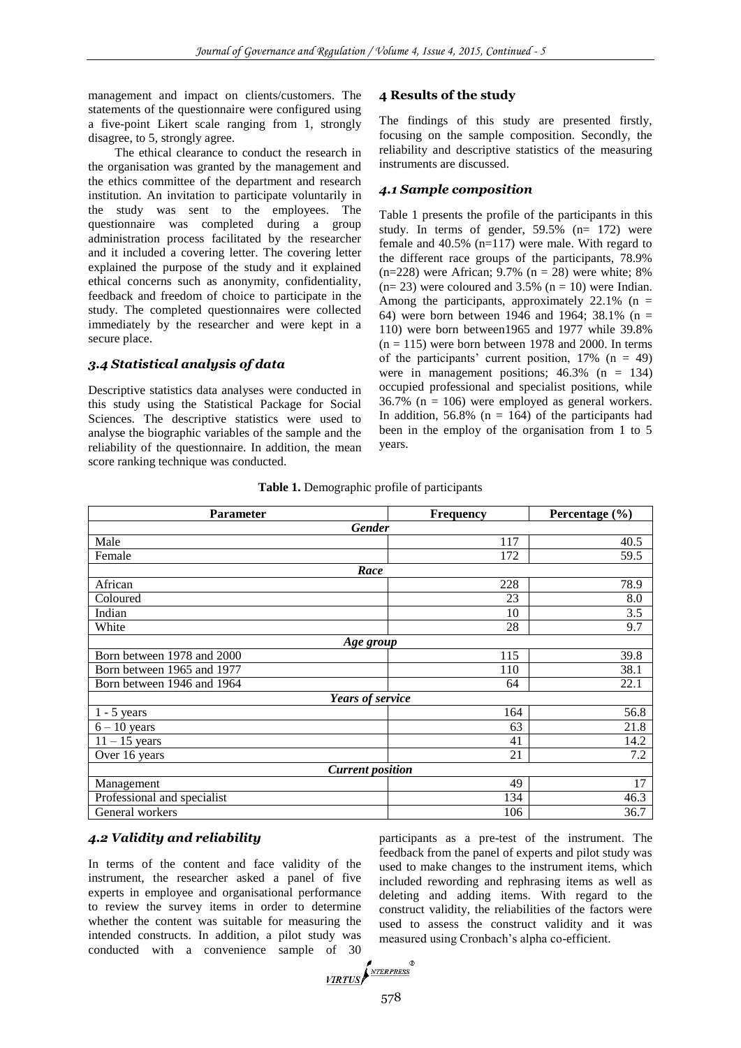management and impact on clients/customers. The statements of the questionnaire were configured using a five-point Likert scale ranging from 1, strongly disagree, to 5, strongly agree.

The ethical clearance to conduct the research in the organisation was granted by the management and the ethics committee of the department and research institution. An invitation to participate voluntarily in the study was sent to the employees. The questionnaire was completed during a group administration process facilitated by the researcher and it included a covering letter. The covering letter explained the purpose of the study and it explained ethical concerns such as anonymity, confidentiality, feedback and freedom of choice to participate in the study. The completed questionnaires were collected immediately by the researcher and were kept in a secure place.

### *3.4 Statistical analysis of data*

Descriptive statistics data analyses were conducted in this study using the Statistical Package for Social Sciences. The descriptive statistics were used to analyse the biographic variables of the sample and the reliability of the questionnaire. In addition, the mean score ranking technique was conducted.

## 4 Results of the study

The findings of this study are presented firstly, focusing on the sample composition. Secondly, the reliability and descriptive statistics of the measuring instruments are discussed.

### *4.1 Sample composition*

Table 1 presents the profile of the participants in this study. In terms of gender, 59.5% (n= 172) were female and 40.5% (n=117) were male. With regard to the different race groups of the participants, 78.9% (n=228) were African; 9.7% (n = 28) were white; 8% (n= 23) were coloured and 3.5% (n = 10) were Indian. Among the participants, approximately 22.1% (n = 64) were born between 1946 and 1964; 38.1% (n = 110) were born between1965 and 1977 while 39.8% (n = 115) were born between 1978 and 2000. In terms of the participants' current position, 17% (n = 49) were in management positions; 46.3% (n = 134) occupied professional and specialist positions, while 36.7% (n = 106) were employed as general workers. In addition, 56.8% (n = 164) of the participants had been in the employ of the organisation from 1 to 5 years.

**Table 1.** Demographic profile of participants

| Parameter | Frequency | Percentage (%) |
|---|---|---|
| ***Gender*** | | |
| Male | 117 | 40.5 |
| Female | 172 | 59.5 |
| ***Race*** | | |
| African | 228 | 78.9 |
| Coloured | 23 | 8.0 |
| Indian | 10 | 3.5 |
| White | 28 | 9.7 |
| ***Age group*** | | |
| Born between 1978 and 2000 | 115 | 39.8 |
| Born between 1965 and 1977 | 110 | 38.1 |
| Born between 1946 and 1964 | 64 | 22.1 |
| ***Years of service*** | | |
| 1 - 5 years | 164 | 56.8 |
| 6 – 10 years | 63 | 21.8 |
| 11 – 15 years | 41 | 14.2 |
| Over 16 years | 21 | 7.2 |
| ***Current position*** | | |
| Management | 49 | 17 |
| Professional and specialist | 134 | 46.3 |
| General workers | 106 | 36.7 |

### *4.2 Validity and reliability*

In terms of the content and face validity of the instrument, the researcher asked a panel of five experts in employee and organisational performance to review the survey items in order to determine whether the content was suitable for measuring the intended constructs. In addition, a pilot study was conducted with a convenience sample of 30 participants as a pre-test of the instrument. The feedback from the panel of experts and pilot study was used to make changes to the instrument items, which included rewording and rephrasing items as well as deleting and adding items. With regard to the construct validity, the reliabilities of the factors were used to assess the construct validity and it was measured using Cronbach's alpha co-efficient.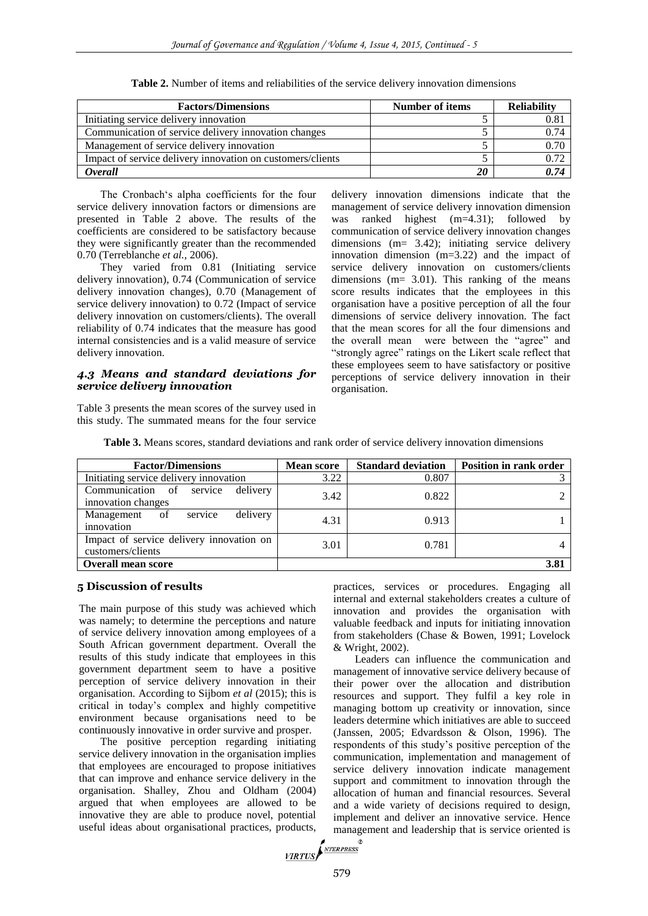**Table 2.** Number of items and reliabilities of the service delivery innovation dimensions

| Factors/Dimensions | Number of items | Reliability |
|---|---|---|
| Initiating service delivery innovation | 5 | 0.81 |
| Communication of service delivery innovation changes | 5 | 0.74 |
| Management of service delivery innovation | 5 | 0.70 |
| Impact of service delivery innovation on customers/clients | 5 | 0.72 |
| ***Overall*** | ***20*** | ***0.74*** |

The Cronbach's alpha coefficients for the four service delivery innovation factors or dimensions are presented in Table 2 above. The results of the coefficients are considered to be satisfactory because they were significantly greater than the recommended 0.70 (Terreblanche *et al.*, 2006).

They varied from 0.81 (Initiating service delivery innovation), 0.74 (Communication of service delivery innovation changes), 0.70 (Management of service delivery innovation) to 0.72 (Impact of service delivery innovation on customers/clients). The overall reliability of 0.74 indicates that the measure has good internal consistencies and is a valid measure of service delivery innovation.

### *4.3 Means and standard deviations for service delivery innovation*

Table 3 presents the mean scores of the survey used in this study. The summated means for the four service delivery innovation dimensions indicate that the management of service delivery innovation dimension was ranked highest (m=4.31); followed by communication of service delivery innovation changes dimensions (m= 3.42); initiating service delivery innovation dimension (m=3.22) and the impact of service delivery innovation on customers/clients dimensions (m= 3.01). This ranking of the means score results indicates that the employees in this organisation have a positive perception of all the four dimensions of service delivery innovation. The fact that the mean scores for all the four dimensions and the overall mean were between the "agree" and "strongly agree" ratings on the Likert scale reflect that these employees seem to have satisfactory or positive perceptions of service delivery innovation in their organisation.

**Table 3.** Means scores, standard deviations and rank order of service delivery innovation dimensions

| Factor/Dimensions | Mean score | Standard deviation | Position in rank order |
|---|---|---|---|
| Initiating service delivery innovation | 3.22 | 0.807 | 3 |
| Communication of service delivery innovation changes | 3.42 | 0.822 | 2 |
| Management of service delivery innovation | 4.31 | 0.913 | 1 |
| Impact of service delivery innovation on customers/clients | 3.01 | 0.781 | 4 |
| **Overall mean score** | | | **3.81** |

## 5 Discussion of results

The main purpose of this study was achieved which was namely; to determine the perceptions and nature of service delivery innovation among employees of a South African government department. Overall the results of this study indicate that employees in this government department seem to have a positive perception of service delivery innovation in their organisation. According to Sijbom *et al* (2015); this is critical in today's complex and highly competitive environment because organisations need to be continuously innovative in order survive and prosper.

The positive perception regarding initiating service delivery innovation in the organisation implies that employees are encouraged to propose initiatives that can improve and enhance service delivery in the organisation. Shalley, Zhou and Oldham (2004) argued that when employees are allowed to be innovative they are able to produce novel, potential useful ideas about organisational practices, products, practices, services or procedures. Engaging all internal and external stakeholders creates a culture of innovation and provides the organisation with valuable feedback and inputs for initiating innovation from stakeholders (Chase & Bowen, 1991; Lovelock & Wright, 2002).

Leaders can influence the communication and management of innovative service delivery because of their power over the allocation and distribution resources and support. They fulfil a key role in managing bottom up creativity or innovation, since leaders determine which initiatives are able to succeed (Janssen, 2005; Edvardsson & Olson, 1996). The respondents of this study's positive perception of the communication, implementation and management of service delivery innovation indicate management support and commitment to innovation through the allocation of human and financial resources. Several and a wide variety of decisions required to design, implement and deliver an innovative service. Hence management and leadership that is service oriented is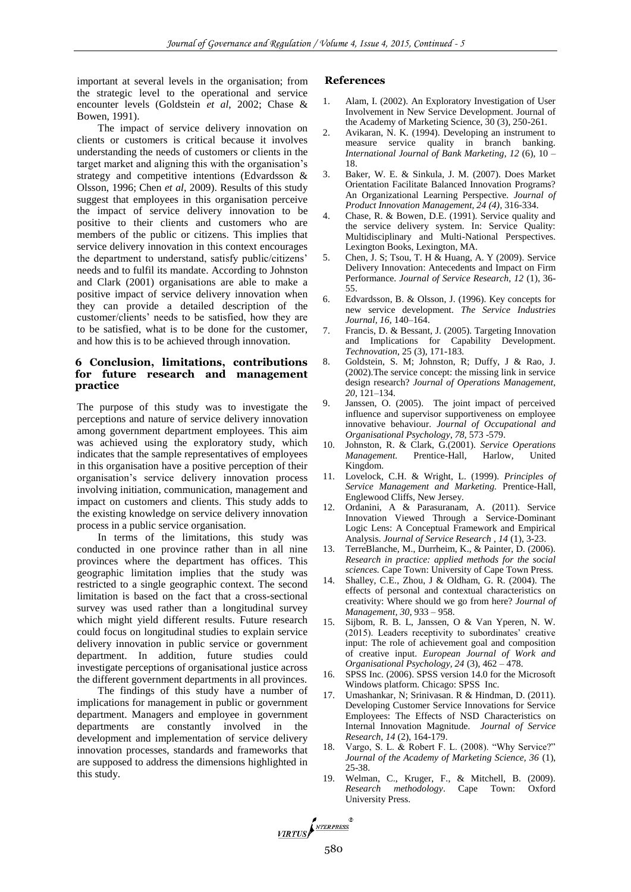important at several levels in the organisation; from the strategic level to the operational and service encounter levels (Goldstein *et al*, 2002; Chase & Bowen, 1991).

The impact of service delivery innovation on clients or customers is critical because it involves understanding the needs of customers or clients in the target market and aligning this with the organisation's strategy and competitive intentions (Edvardsson & Olsson, 1996; Chen *et al*, 2009). Results of this study suggest that employees in this organisation perceive the impact of service delivery innovation to be positive to their clients and customers who are members of the public or citizens. This implies that service delivery innovation in this context encourages the department to understand, satisfy public/citizens' needs and to fulfil its mandate. According to Johnston and Clark (2001) organisations are able to make a positive impact of service delivery innovation when they can provide a detailed description of the customer/clients' needs to be satisfied, how they are to be satisfied, what is to be done for the customer, and how this is to be achieved through innovation.

## 6 Conclusion, limitations, contributions for future research and management practice

The purpose of this study was to investigate the perceptions and nature of service delivery innovation among government department employees. This aim was achieved using the exploratory study, which indicates that the sample representatives of employees in this organisation have a positive perception of their organisation's service delivery innovation process involving initiation, communication, management and impact on customers and clients. This study adds to the existing knowledge on service delivery innovation process in a public service organisation.

In terms of the limitations, this study was conducted in one province rather than in all nine provinces where the department has offices. This geographic limitation implies that the study was restricted to a single geographic context. The second limitation is based on the fact that a cross-sectional survey was used rather than a longitudinal survey which might yield different results. Future research could focus on longitudinal studies to explain service delivery innovation in public service or government department. In addition, future studies could investigate perceptions of organisational justice across the different government departments in all provinces.

The findings of this study have a number of implications for management in public or government department. Managers and employee in government departments are constantly involved in the development and implementation of service delivery innovation processes, standards and frameworks that are supposed to address the dimensions highlighted in this study.

## References

1. Alam, I. (2002). An Exploratory Investigation of User Involvement in New Service Development. Journal of the Academy of Marketing Science, 30 (3), 250-261.
2. Avikaran, N. K. (1994). Developing an instrument to measure service quality in branch banking. *International Journal of Bank Marketing, 12* (6), 10 – 18.
3. Baker, W. E. & Sinkula, J. M. (2007). Does Market Orientation Facilitate Balanced Innovation Programs? An Organizational Learning Perspective. *Journal of Product Innovation Management, 24 (4)*, 316-334.
4. Chase, R. & Bowen, D.E. (1991). Service quality and the service delivery system. In: Service Quality: Multidisciplinary and Multi-National Perspectives. Lexington Books, Lexington, MA.
5. Chen, J. S; Tsou, T. H & Huang, A. Y (2009). Service Delivery Innovation: Antecedents and Impact on Firm Performance. *Journal of Service Research, 12* (1), 36-55.
6. Edvardsson, B. & Olsson, J. (1996). Key concepts for new service development. *The Service Industries Journal, 16*, 140–164.
7. Francis, D. & Bessant, J. (2005). Targeting Innovation and Implications for Capability Development. *Technovation*, 25 (3), 171-183.
8. Goldstein, S. M; Johnston, R; Duffy, J & Rao, J. (2002).The service concept: the missing link in service design research? *Journal of Operations Management, 20*, 121–134.
9. Janssen, O. (2005). The joint impact of perceived influence and supervisor supportiveness on employee innovative behaviour. *Journal of Occupational and Organisational Psychology, 78*, 573 -579.
10. Johnston, R. & Clark, G.(2001). *Service Operations Management.* Prentice-Hall, Harlow, United Kingdom.
11. Lovelock, C.H. & Wright, L. (1999). *Principles of Service Management and Marketing.* Prentice-Hall, Englewood Cliffs, New Jersey.
12. Ordanini, A & Parasuranam, A. (2011). Service Innovation Viewed Through a Service-Dominant Logic Lens: A Conceptual Framework and Empirical Analysis. *Journal of Service Research , 14* (1), 3-23.
13. TerreBlanche, M., Durrheim, K., & Painter, D. (2006). *Research in practice: applied methods for the social sciences.* Cape Town: University of Cape Town Press.
14. Shalley, C.E., Zhou, J & Oldham, G. R. (2004). The effects of personal and contextual characteristics on creativity: Where should we go from here? *Journal of Management, 30*, 933 – 958.
15. Sijbom, R. B. L, Janssen, O & Van Yperen, N. W. (2015). Leaders receptivity to subordinates' creative input: The role of achievement goal and composition of creative input. *European Journal of Work and Organisational Psychology, 24* (3), 462 – 478.
16. SPSS Inc. (2006). SPSS version 14.0 for the Microsoft Windows platform. Chicago: SPSS Inc.
17. Umashankar, N; Srinivasan. R & Hindman, D. (2011). Developing Customer Service Innovations for Service Employees: The Effects of NSD Characteristics on Internal Innovation Magnitude. *Journal of Service Research, 14* (2), 164-179.
18. Vargo, S. L. & Robert F. L. (2008). "Why Service?" *Journal of the Academy of Marketing Science, 36* (1), 25-38.
19. Welman, C., Kruger, F., & Mitchell, B. (2009). *Research methodology*. Cape Town: Oxford University Press.